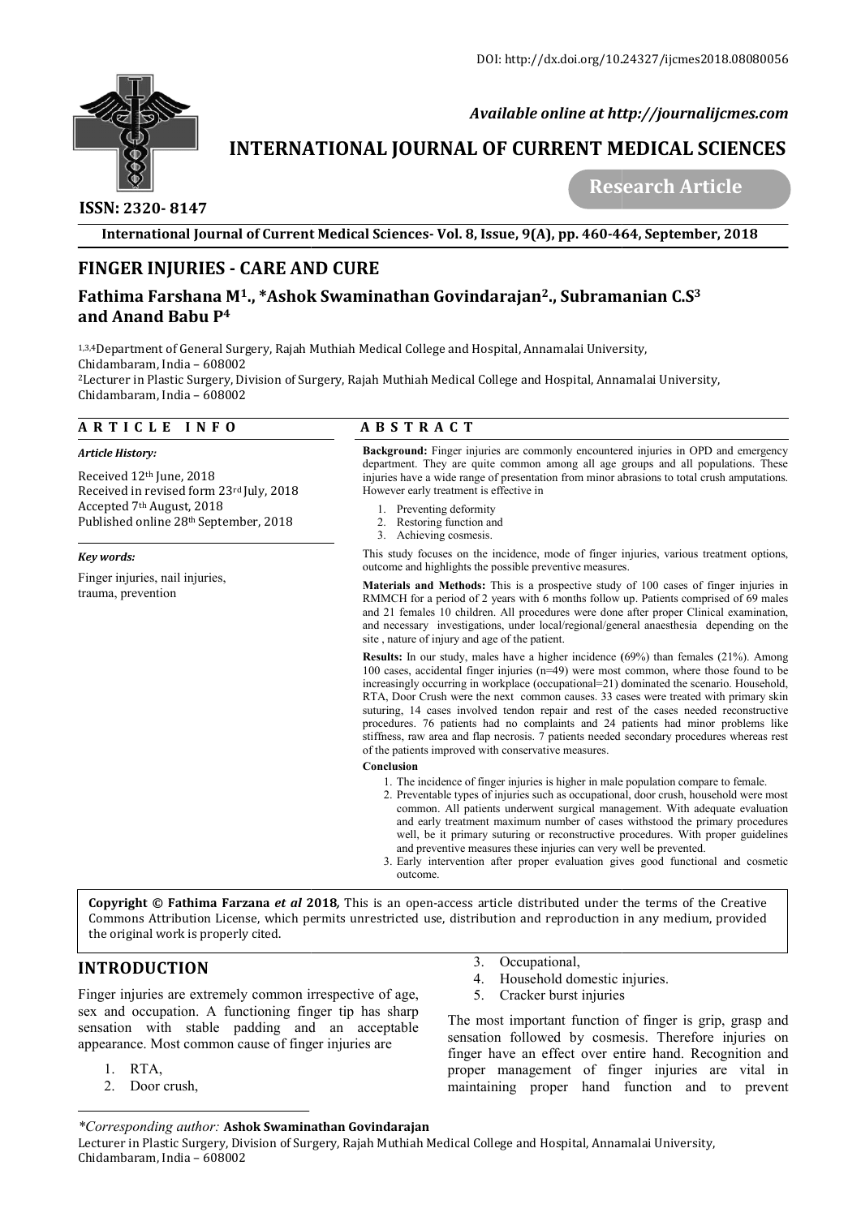DOI: http://dx.doi.org/10.24327/ijcmes2018.08080056

*Available online at http://journalijcmes.com*

# INTERNATIONAL JOURNAL OF CURRENT MEDICAL SCIENCES

**Research Article**

**ISSN: 2320- 8147**

**International Journal of Current Medical Sciences- Vol. 8, Issue, 9(A), pp. 460-464, September, 2018**

# FINGER INJURIES - CARE AND CURE

## Fathima Farshana M[1]., *Ashok Swaminathan Govindarajan[2]., Subramanian C.S[3] and Anand Babu P[4]

[1,3,4]Department of General Surgery, Rajah Muthiah Medical College and Hospital, Annamalai University, Chidambaram, India – 608002

[2]Lecturer in Plastic Surgery, Division of Surgery, Rajah Muthiah Medical College and Hospital, Annamalai University, Chidambaram, India – 608002

### ARTICLE INFO

*Article History:*

Received 12th June, 2018
Received in revised form 23rd July, 2018
Accepted 7th August, 2018
Published online 28th September, 2018

*Key words:*

Finger injuries, nail injuries, trauma, prevention

### ABSTRACT

**Background:** Finger injuries are commonly encountered injuries in OPD and emergency department. They are quite common among all age groups and all populations. These injuries have a wide range of presentation from minor abrasions to total crush amputations. However early treatment is effective in

1. Preventing deformity
2. Restoring function and
3. Achieving cosmesis.

This study focuses on the incidence, mode of finger injuries, various treatment options, outcome and highlights the possible preventive measures.

**Materials and Methods:** This is a prospective study of 100 cases of finger injuries in RMMCH for a period of 2 years with 6 months follow up. Patients comprised of 69 males and 21 females 10 children. All procedures were done after proper Clinical examination, and necessary investigations, under local/regional/general anaesthesia depending on the site , nature of injury and age of the patient.

**Results:** In our study, males have a higher incidence (69%) than females (21%). Among 100 cases, accidental finger injuries (n=49) were most common, where those found to be increasingly occurring in workplace (occupational=21) dominated the scenario. Household, RTA, Door Crush were the next common causes. 33 cases were treated with primary skin suturing, 14 cases involved tendon repair and rest of the cases needed reconstructive procedures. 76 patients had no complaints and 24 patients had minor problems like stiffness, raw area and flap necrosis. 7 patients needed secondary procedures whereas rest of the patients improved with conservative measures.

**Conclusion**

1. The incidence of finger injuries is higher in male population compare to female.
2. Preventable types of injuries such as occupational, door crush, household were most common. All patients underwent surgical management. With adequate evaluation and early treatment maximum number of cases withstood the primary procedures well, be it primary suturing or reconstructive procedures. With proper guidelines and preventive measures these injuries can very well be prevented.
3. Early intervention after proper evaluation gives good functional and cosmetic outcome.

**Copyright © Fathima Farzana *et al* 2018**, This is an open-access article distributed under the terms of the Creative Commons Attribution License, which permits unrestricted use, distribution and reproduction in any medium, provided the original work is properly cited.

## INTRODUCTION

Finger injuries are extremely common irrespective of age, sex and occupation. A functioning finger tip has sharp sensation with stable padding and an acceptable appearance. Most common cause of finger injuries are

1. RTA,
2. Door crush,
3. Occupational,
4. Household domestic injuries.
5. Cracker burst injuries

The most important function of finger is grip, grasp and sensation followed by cosmesis. Therefore injuries on finger have an effect over entire hand. Recognition and proper management of finger injuries are vital in maintaining proper hand function and to prevent

*\*Corresponding author:* **Ashok Swaminathan Govindarajan**
Lecturer in Plastic Surgery, Division of Surgery, Rajah Muthiah Medical College and Hospital, Annamalai University, Chidambaram, India – 608002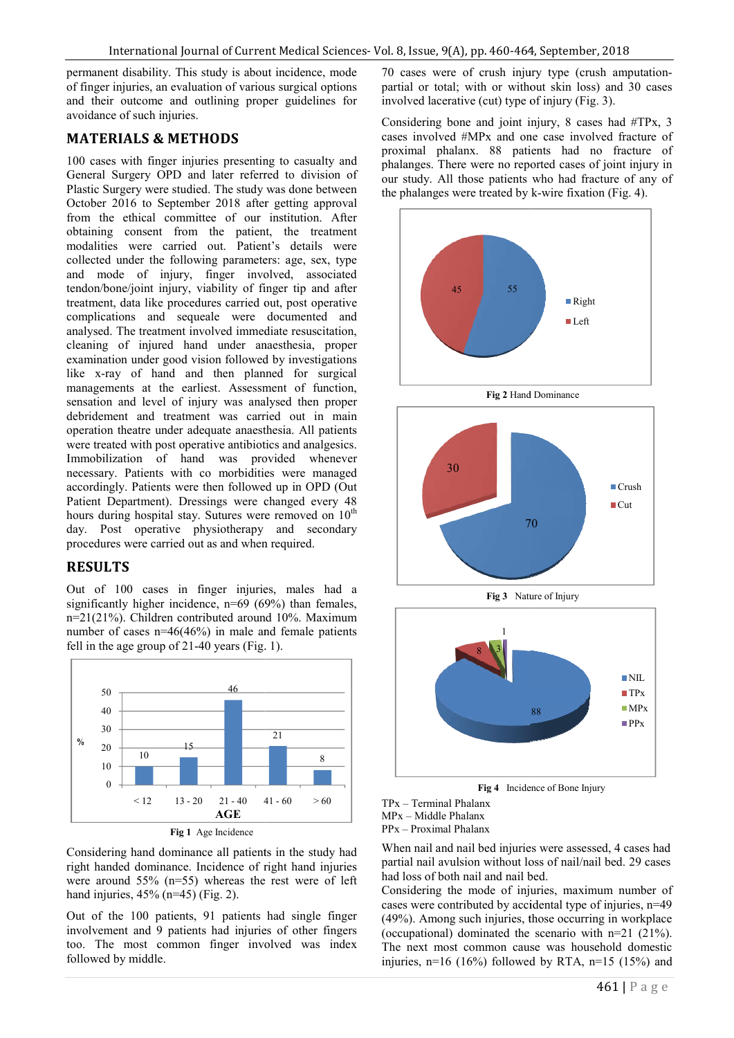permanent disability. This study is about incidence, mode of finger injuries, an evaluation of various surgical options and their outcome and outlining proper guidelines for avoidance of such injuries.

## MATERIALS & METHODS

100 cases with finger injuries presenting to casualty and General Surgery OPD and later referred to division of Plastic Surgery were studied. The study was done between October 2016 to September 2018 after getting approval from the ethical committee of our institution. After obtaining consent from the patient, the treatment modalities were carried out. Patient's details were collected under the following parameters: age, sex, type and mode of injury, finger involved, associated tendon/bone/joint injury, viability of finger tip and after treatment, data like procedures carried out, post operative complications and sequeale were documented and analysed. The treatment involved immediate resuscitation, cleaning of injured hand under anaesthesia, proper examination under good vision followed by investigations like x-ray of hand and then planned for surgical managements at the earliest. Assessment of function, sensation and level of injury was analysed then proper debridement and treatment was carried out in main operation theatre under adequate anaesthesia. All patients were treated with post operative antibiotics and analgesics. Immobilization of hand was provided whenever necessary. Patients with co morbidities were managed accordingly. Patients were then followed up in OPD (Out Patient Department). Dressings were changed every 48 hours during hospital stay. Sutures were removed on 10th day. Post operative physiotherapy and secondary procedures were carried out as and when required.

## RESULTS

Out of 100 cases in finger injuries, males had a significantly higher incidence, n=69 (69%) than females, n=21(21%). Children contributed around 10%. Maximum number of cases n=46(46%) in male and female patients fell in the age group of 21-40 years (Fig. 1).

%
50
40
30
20
10
0
10
15
46
21
8
< 12
13 - 20
21 - 40
41 - 60
> 60
AGE

**Fig 1** Age Incidence

Considering hand dominance all patients in the study had right handed dominance. Incidence of right hand injuries were around 55% (n=55) whereas the rest were of left hand injuries, 45% (n=45) (Fig. 2).

Out of the 100 patients, 91 patients had single finger involvement and 9 patients had injuries of other fingers too. The most common finger involved was index followed by middle.

70 cases were of crush injury type (crush amputation-partial or total; with or without skin loss) and 30 cases involved lacerative (cut) type of injury (Fig. 3).

Considering bone and joint injury, 8 cases had #TPx, 3 cases involved #MPx and one case involved fracture of proximal phalanx. 88 patients had no fracture of phalanges. There were no reported cases of joint injury in our study. All those patients who had fracture of any of the phalanges were treated by k-wire fixation (Fig. 4).

45
55
Right
Left

**Fig 2** Hand Dominance

30
70
Crush
Cut

**Fig 3** Nature of Injury

1
8
3
88
NIL
TPx
MPx
PPx

**Fig 4** Incidence of Bone Injury

TPx – Terminal Phalanx
MPx – Middle Phalanx
PPx – Proximal Phalanx

When nail and nail bed injuries were assessed, 4 cases had partial nail avulsion without loss of nail/nail bed. 29 cases had loss of both nail and nail bed.

Considering the mode of injuries, maximum number of cases were contributed by accidental type of injuries, n=49 (49%). Among such injuries, those occurring in workplace (occupational) dominated the scenario with n=21 (21%). The next most common cause was household domestic injuries, n=16 (16%) followed by RTA, n=15 (15%) and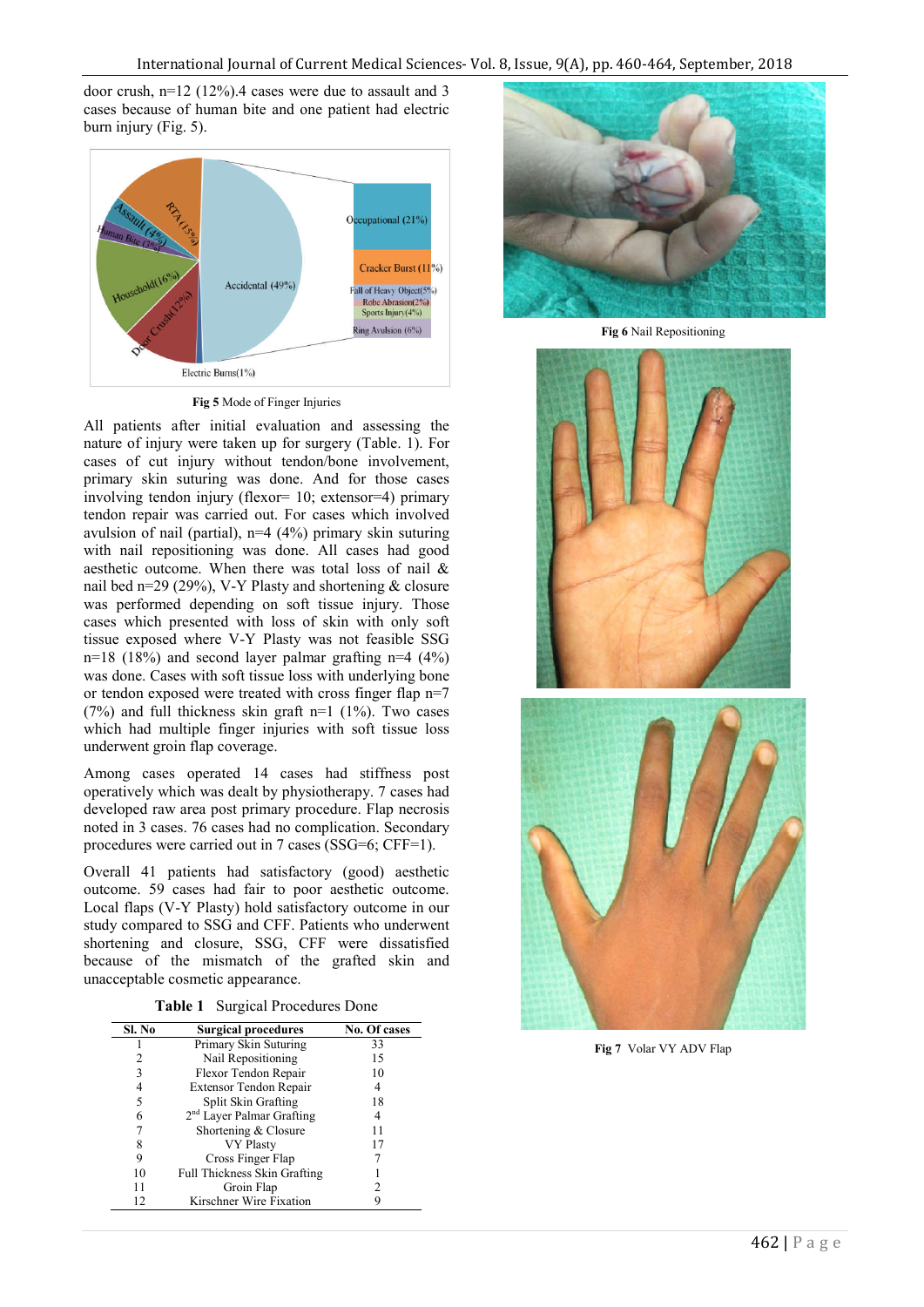door crush, n=12 (12%).4 cases were due to assault and 3 cases because of human bite and one patient had electric burn injury (Fig. 5).

RTA (15%)
Assault (4%)
Human Bite (3%)
Household(16%)
Door Crush(12%)
Accidental (49%)
Electric Burns(1%)
Occupational (21%)
Cracker Burst (11%)
Fall of Heavy Object(5%)
Robe Abrasion(2%)
Sports Injury(4%)
Ring Avulsion (6%)

**Fig 5** Mode of Finger Injuries

All patients after initial evaluation and assessing the nature of injury were taken up for surgery (Table. 1). For cases of cut injury without tendon/bone involvement, primary skin suturing was done. And for those cases involving tendon injury (flexor= 10; extensor=4) primary tendon repair was carried out. For cases which involved avulsion of nail (partial), n=4 (4%) primary skin suturing with nail repositioning was done. All cases had good aesthetic outcome. When there was total loss of nail & nail bed n=29 (29%), V-Y Plasty and shortening & closure was performed depending on soft tissue injury. Those cases which presented with loss of skin with only soft tissue exposed where V-Y Plasty was not feasible SSG n=18 (18%) and second layer palmar grafting n=4 (4%) was done. Cases with soft tissue loss with underlying bone or tendon exposed were treated with cross finger flap n=7 (7%) and full thickness skin graft n=1 (1%). Two cases which had multiple finger injuries with soft tissue loss underwent groin flap coverage.

Among cases operated 14 cases had stiffness post operatively which was dealt by physiotherapy. 7 cases had developed raw area post primary procedure. Flap necrosis noted in 3 cases. 76 cases had no complication. Secondary procedures were carried out in 7 cases (SSG=6; CFF=1).

Overall 41 patients had satisfactory (good) aesthetic outcome. 59 cases had fair to poor aesthetic outcome. Local flaps (V-Y Plasty) hold satisfactory outcome in our study compared to SSG and CFF. Patients who underwent shortening and closure, SSG, CFF were dissatisfied because of the mismatch of the grafted skin and unacceptable cosmetic appearance.

**Table 1** Surgical Procedures Done

| Sl. No | Surgical procedures | No. Of cases |
|---|---|---|
| 1 | Primary Skin Suturing | 33 |
| 2 | Nail Repositioning | 15 |
| 3 | Flexor Tendon Repair | 10 |
| 4 | Extensor Tendon Repair | 4 |
| 5 | Split Skin Grafting | 18 |
| 6 | 2nd Layer Palmar Grafting | 4 |
| 7 | Shortening & Closure | 11 |
| 8 | VY Plasty | 17 |
| 9 | Cross Finger Flap | 7 |
| 10 | Full Thickness Skin Grafting | 1 |
| 11 | Groin Flap | 2 |
| 12 | Kirschner Wire Fixation | 9 |

**Fig 6** Nail Repositioning

**Fig 7** Volar VY ADV Flap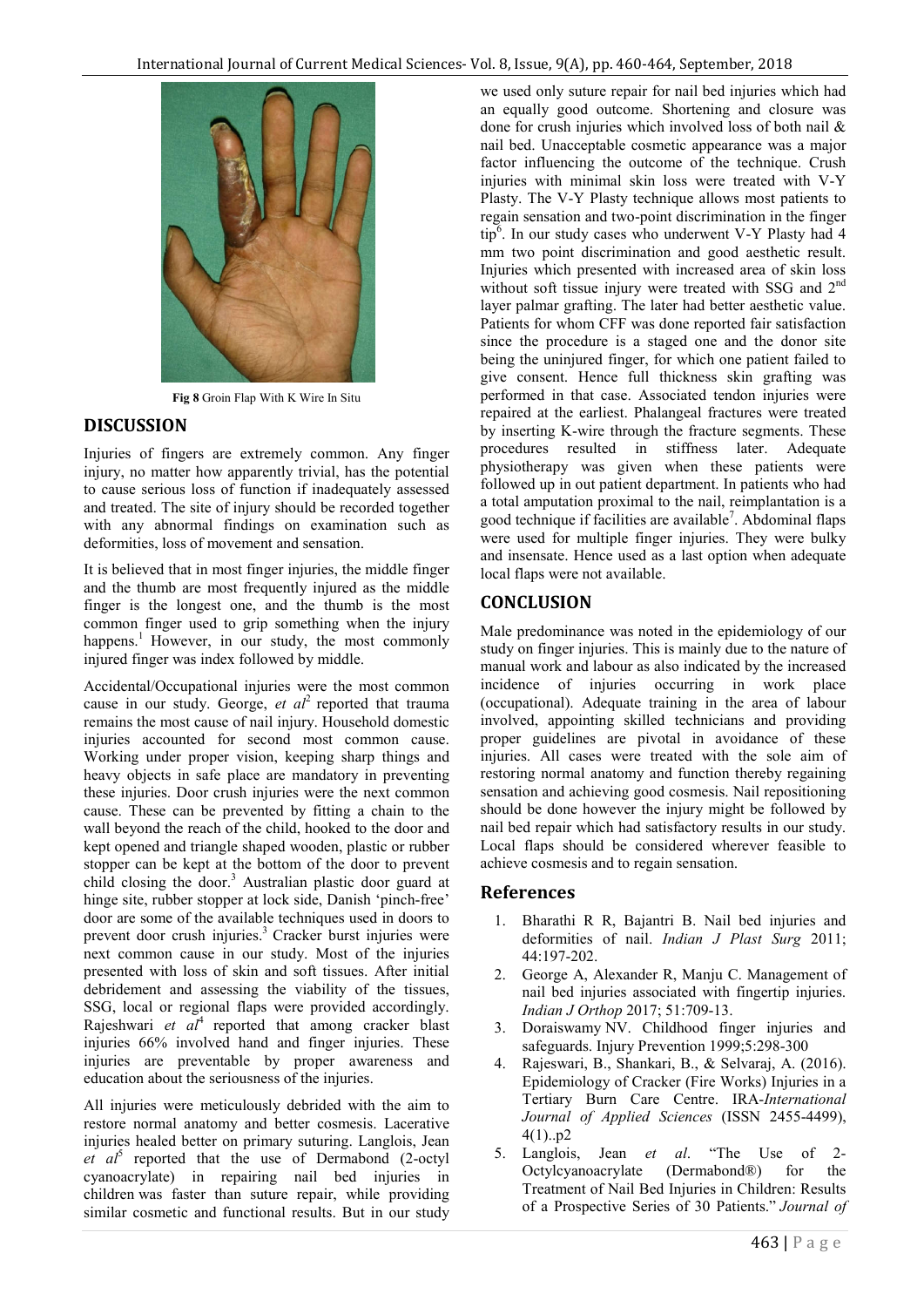Fig 8 Groin Flap With K Wire In Situ

## DISCUSSION

Injuries of fingers are extremely common. Any finger injury, no matter how apparently trivial, has the potential to cause serious loss of function if inadequately assessed and treated. The site of injury should be recorded together with any abnormal findings on examination such as deformities, loss of movement and sensation.

It is believed that in most finger injuries, the middle finger and the thumb are most frequently injured as the middle finger is the longest one, and the thumb is the most common finger used to grip something when the injury happens.[1] However, in our study, the most commonly injured finger was index followed by middle.

Accidental/Occupational injuries were the most common cause in our study. George, *et al*[2] reported that trauma remains the most cause of nail injury. Household domestic injuries accounted for second most common cause. Working under proper vision, keeping sharp things and heavy objects in safe place are mandatory in preventing these injuries. Door crush injuries were the next common cause. These can be prevented by fitting a chain to the wall beyond the reach of the child, hooked to the door and kept opened and triangle shaped wooden, plastic or rubber stopper can be kept at the bottom of the door to prevent child closing the door.[3] Australian plastic door guard at hinge site, rubber stopper at lock side, Danish 'pinch-free' door are some of the available techniques used in doors to prevent door crush injuries.[3] Cracker burst injuries were next common cause in our study. Most of the injuries presented with loss of skin and soft tissues. After initial debridement and assessing the viability of the tissues, SSG, local or regional flaps were provided accordingly. Rajeshwari *et al*[4] reported that among cracker blast injuries 66% involved hand and finger injuries. These injuries are preventable by proper awareness and education about the seriousness of the injuries.

All injuries were meticulously debrided with the aim to restore normal anatomy and better cosmesis. Lacerative injuries healed better on primary suturing. Langlois, Jean *et al*[5] reported that the use of Dermabond (2-octyl cyanoacrylate) in repairing nail bed injuries in children was faster than suture repair, while providing similar cosmetic and functional results. But in our study we used only suture repair for nail bed injuries which had an equally good outcome. Shortening and closure was done for crush injuries which involved loss of both nail & nail bed. Unacceptable cosmetic appearance was a major factor influencing the outcome of the technique. Crush injuries with minimal skin loss were treated with V-Y Plasty. The V-Y Plasty technique allows most patients to regain sensation and two-point discrimination in the finger tip[6]. In our study cases who underwent V-Y Plasty had 4 mm two point discrimination and good aesthetic result. Injuries which presented with increased area of skin loss without soft tissue injury were treated with SSG and 2nd layer palmar grafting. The later had better aesthetic value. Patients for whom CFF was done reported fair satisfaction since the procedure is a staged one and the donor site being the uninjured finger, for which one patient failed to give consent. Hence full thickness skin grafting was performed in that case. Associated tendon injuries were repaired at the earliest. Phalangeal fractures were treated by inserting K-wire through the fracture segments. These procedures resulted in stiffness later. Adequate physiotherapy was given when these patients were followed up in out patient department. In patients who had a total amputation proximal to the nail, reimplantation is a good technique if facilities are available[7]. Abdominal flaps were used for multiple finger injuries. They were bulky and insensate. Hence used as a last option when adequate local flaps were not available.

## CONCLUSION

Male predominance was noted in the epidemiology of our study on finger injuries. This is mainly due to the nature of manual work and labour as also indicated by the increased incidence of injuries occurring in work place (occupational). Adequate training in the area of labour involved, appointing skilled technicians and providing proper guidelines are pivotal in avoidance of these injuries. All cases were treated with the sole aim of restoring normal anatomy and function thereby regaining sensation and achieving good cosmesis. Nail repositioning should be done however the injury might be followed by nail bed repair which had satisfactory results in our study. Local flaps should be considered wherever feasible to achieve cosmesis and to regain sensation.

## References

1. Bharathi R R, Bajantri B. Nail bed injuries and deformities of nail. *Indian J Plast Surg* 2011; 44:197-202.
2. George A, Alexander R, Manju C. Management of nail bed injuries associated with fingertip injuries. *Indian J Orthop* 2017; 51:709-13.
3. Doraiswamy NV. Childhood finger injuries and safeguards. Injury Prevention 1999;5:298-300
4. Rajeswari, B., Shankari, B., & Selvaraj, A. (2016). Epidemiology of Cracker (Fire Works) Injuries in a Tertiary Burn Care Centre. IRA-*International Journal of Applied Sciences* (ISSN 2455-4499), 4(1)..p2
5. Langlois, Jean *et al*. "The Use of 2-Octylcyanoacrylate (Dermabond®) for the Treatment of Nail Bed Injuries in Children: Results of a Prospective Series of 30 Patients." *Journal of*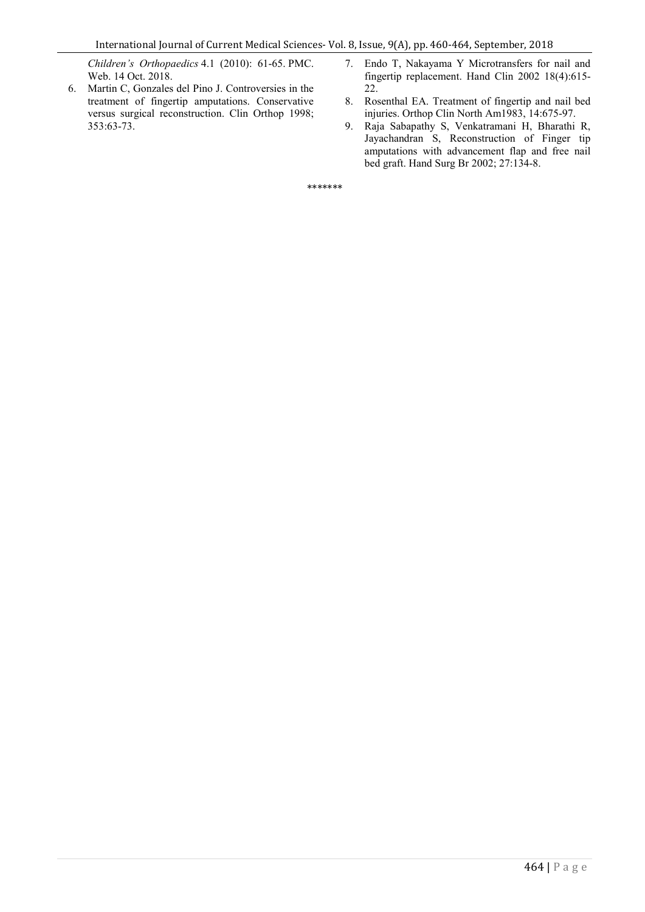*Children's Orthopaedics* 4.1 (2010): 61-65. PMC. Web. 14 Oct. 2018.

6. Martin C, Gonzales del Pino J. Controversies in the treatment of fingertip amputations. Conservative versus surgical reconstruction. Clin Orthop 1998; 353:63-73.
7. Endo T, Nakayama Y Microtransfers for nail and fingertip replacement. Hand Clin 2002 18(4):615-22.
8. Rosenthal EA. Treatment of fingertip and nail bed injuries. Orthop Clin North Am1983, 14:675-97.
9. Raja Sabapathy S, Venkatramani H, Bharathi R, Jayachandran S, Reconstruction of Finger tip amputations with advancement flap and free nail bed graft. Hand Surg Br 2002; 27:134-8.

*******